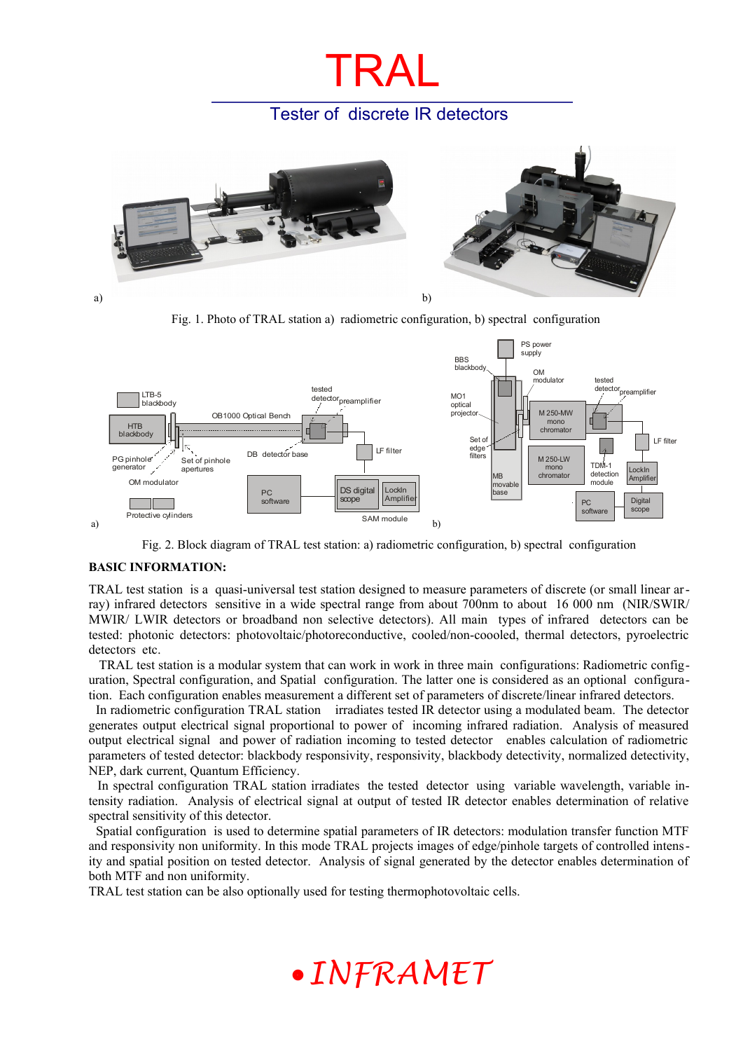# TRAL

## Tester of discrete IR detectors

a) b)

Fig. 1. Photo of TRAL station a) radiometric configuration, b) spectral configuration

a) b)

Fig. 2. Block diagram of TRAL test station: a) radiometric configuration, b) spectral configuration

**BASIC INFORMATION:**

TRAL test station is a quasi-universal test station designed to measure parameters of discrete (or small linear array) infrared detectors sensitive in a wide spectral range from about 700nm to about 16 000 nm (NIR/SWIR/ MWIR/ LWIR detectors or broadband non selective detectors). All main types of infrared detectors can be tested: photonic detectors: photovoltaic/photoreconductive, cooled/non-coooled, thermal detectors, pyroelectric detectors etc.

TRAL test station is a modular system that can work in work in three main configurations: Radiometric configuration, Spectral configuration, and Spatial configuration. The latter one is considered as an optional configuration. Each configuration enables measurement a different set of parameters of discrete/linear infrared detectors.

In radiometric configuration TRAL station irradiates tested IR detector using a modulated beam. The detector generates output electrical signal proportional to power of incoming infrared radiation. Analysis of measured output electrical signal and power of radiation incoming to tested detector enables calculation of radiometric parameters of tested detector: blackbody responsivity, responsivity, blackbody detectivity, normalized detectivity, NEP, dark current, Quantum Efficiency.

In spectral configuration TRAL station irradiates the tested detector using variable wavelength, variable intensity radiation. Analysis of electrical signal at output of tested IR detector enables determination of relative spectral sensitivity of this detector.

Spatial configuration is used to determine spatial parameters of IR detectors: modulation transfer function MTF and responsivity non uniformity. In this mode TRAL projects images of edge/pinhole targets of controlled intensity and spatial position on tested detector. Analysis of signal generated by the detector enables determination of both MTF and non uniformity.

TRAL test station can be also optionally used for testing thermophotovoltaic cells.

•*INFRAMET*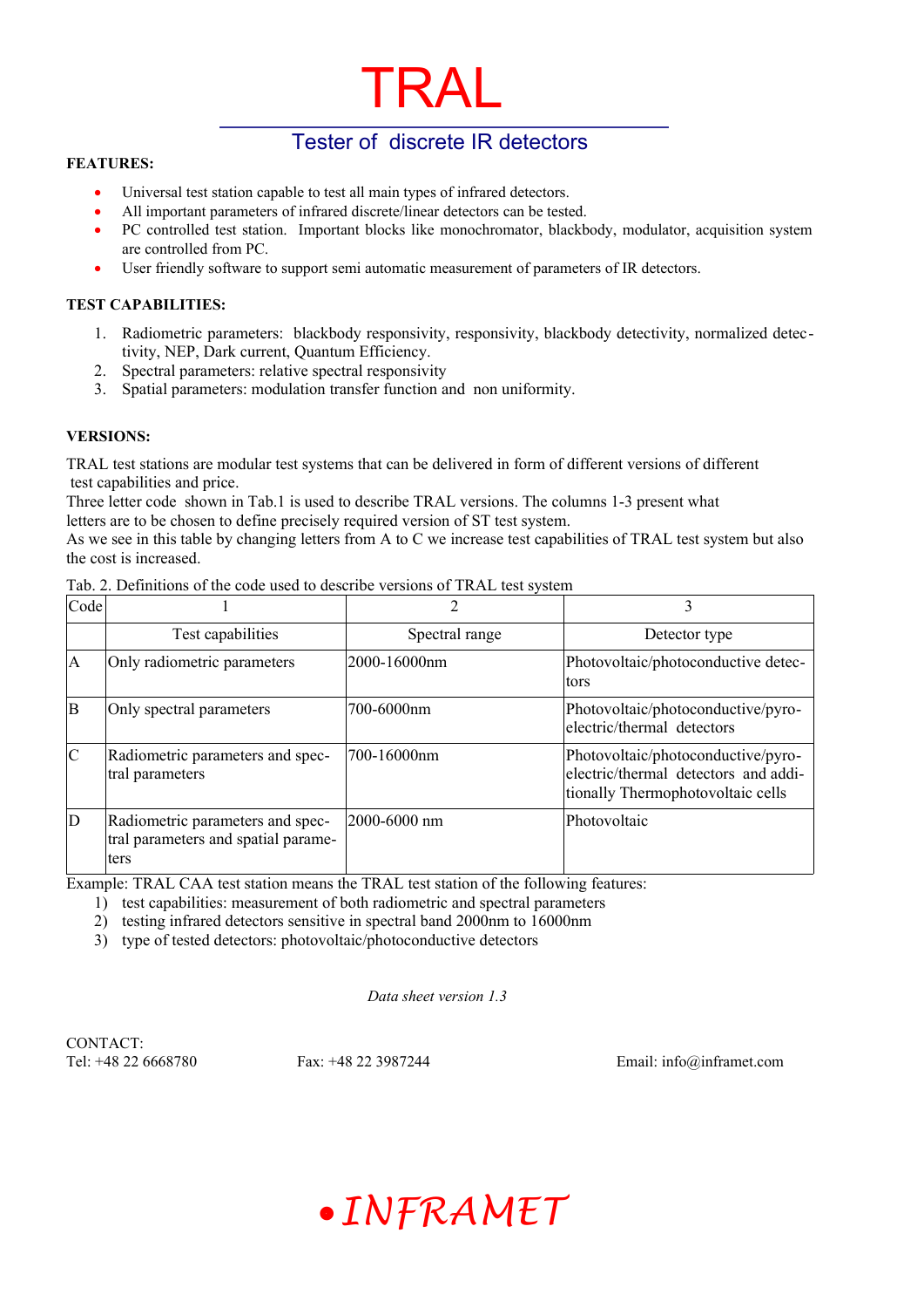# TRAL

## Tester of discrete IR detectors

**FEATURES:**

- Universal test station capable to test all main types of infrared detectors.
- All important parameters of infrared discrete/linear detectors can be tested.
- PC controlled test station. Important blocks like monochromator, blackbody, modulator, acquisition system are controlled from PC.
- User friendly software to support semi automatic measurement of parameters of IR detectors.

**TEST CAPABILITIES:**

1. Radiometric parameters: blackbody responsivity, responsivity, blackbody detectivity, normalized detectivity, NEP, Dark current, Quantum Efficiency.
2. Spectral parameters: relative spectral responsivity
3. Spatial parameters: modulation transfer function and non uniformity.

**VERSIONS:**

TRAL test stations are modular test systems that can be delivered in form of different versions of different test capabilities and price.
Three letter code shown in Tab.1 is used to describe TRAL versions. The columns 1-3 present what letters are to be chosen to define precisely required version of ST test system.
As we see in this table by changing letters from A to C we increase test capabilities of TRAL test system but also the cost is increased.

Tab. 2. Definitions of the code used to describe versions of TRAL test system

| Code | 1 | 2 | 3 |
|---|---|---|---|
| | Test capabilities | Spectral range | Detector type |
| A | Only radiometric parameters | 2000-16000nm | Photovoltaic/photoconductive detectors |
| B | Only spectral parameters | 700-6000nm | Photovoltaic/photoconductive/pyroelectric/thermal detectors |
| C | Radiometric parameters and spectral parameters | 700-16000nm | Photovoltaic/photoconductive/pyroelectric/thermal detectors and additionally Thermophotovoltaic cells |
| D | Radiometric parameters and spectral parameters and spatial parameters | 2000-6000 nm | Photovoltaic |

Example: TRAL CAA test station means the TRAL test station of the following features:

1) test capabilities: measurement of both radiometric and spectral parameters
2) testing infrared detectors sensitive in spectral band 2000nm to 16000nm
3) type of tested detectors: photovoltaic/photoconductive detectors

*Data sheet version 1.3*

CONTACT:
Tel: +48 22 6668780 Fax: +48 22 3987244 Email: info@inframet.com

•INFRAMET